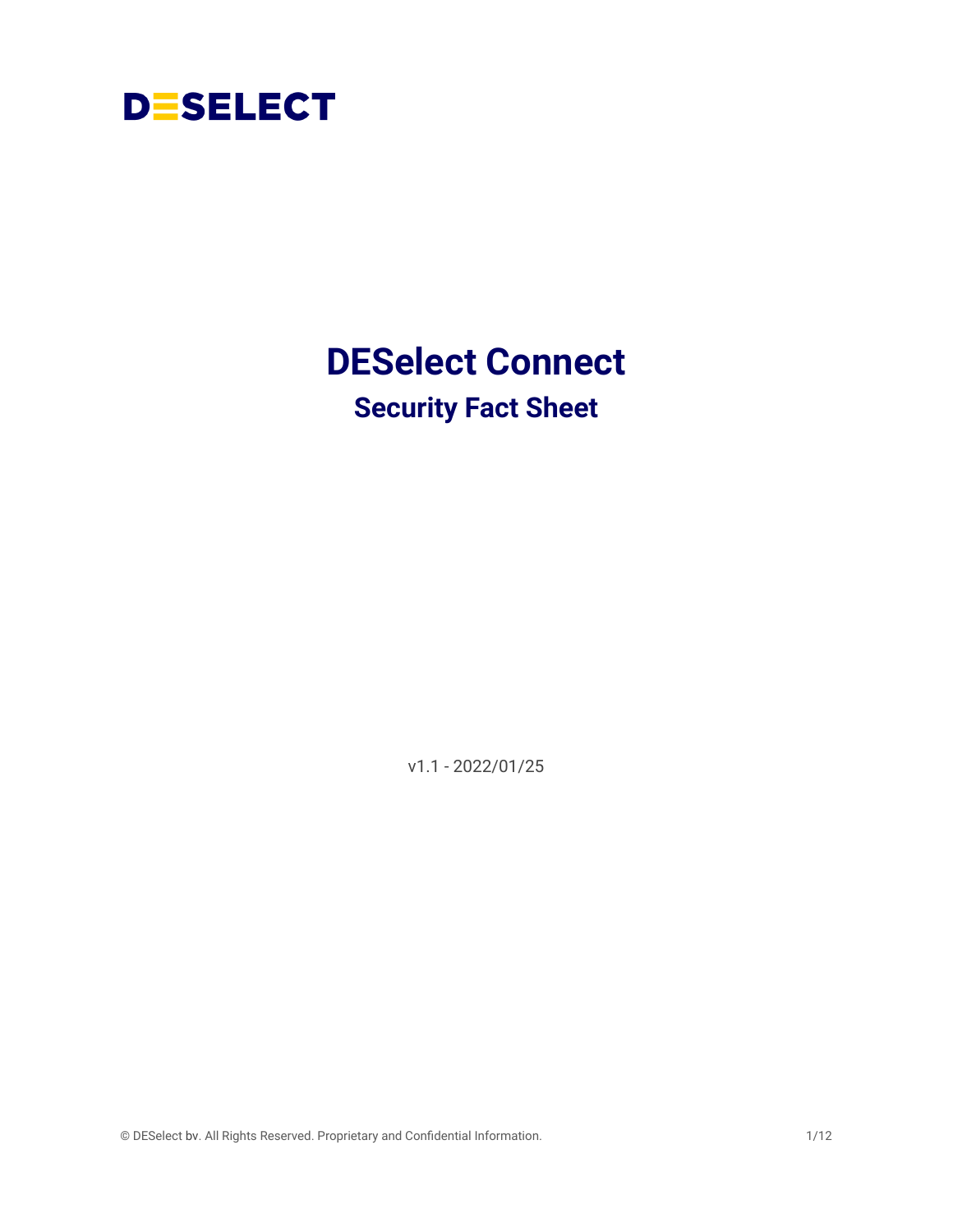DESELECT

# DESelect Connect

## Security Fact Sheet

v1.1 - 2022/01/25

© DESelect bv. All Rights Reserved. Proprietary and Confidential Information.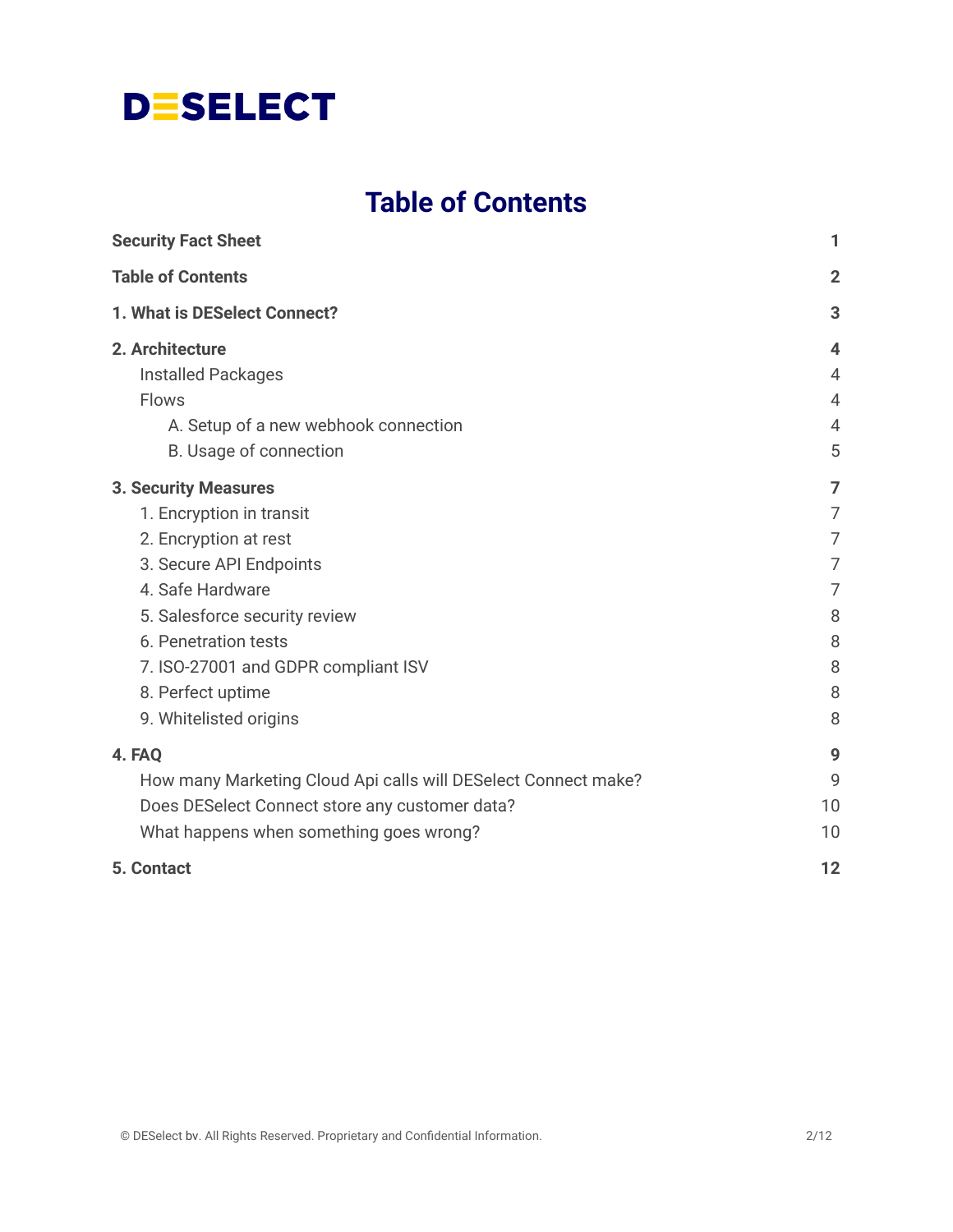DESELECT

# Table of Contents

| | |
|---|---|
| **Security Fact Sheet** | **1** |
| **Table of Contents** | **2** |
| **1. What is DESelect Connect?** | **3** |
| **2. Architecture** | **4** |
| Installed Packages | 4 |
| Flows | 4 |
| A. Setup of a new webhook connection | 4 |
| B. Usage of connection | 5 |
| **3. Security Measures** | **7** |
| 1. Encryption in transit | 7 |
| 2. Encryption at rest | 7 |
| 3. Secure API Endpoints | 7 |
| 4. Safe Hardware | 7 |
| 5. Salesforce security review | 8 |
| 6. Penetration tests | 8 |
| 7. ISO-27001 and GDPR compliant ISV | 8 |
| 8. Perfect uptime | 8 |
| 9. Whitelisted origins | 8 |
| **4. FAQ** | **9** |
| How many Marketing Cloud Api calls will DESelect Connect make? | 9 |
| Does DESelect Connect store any customer data? | 10 |
| What happens when something goes wrong? | 10 |
| **5. Contact** | **12** |

© DESelect bv. All Rights Reserved. Proprietary and Confidential Information.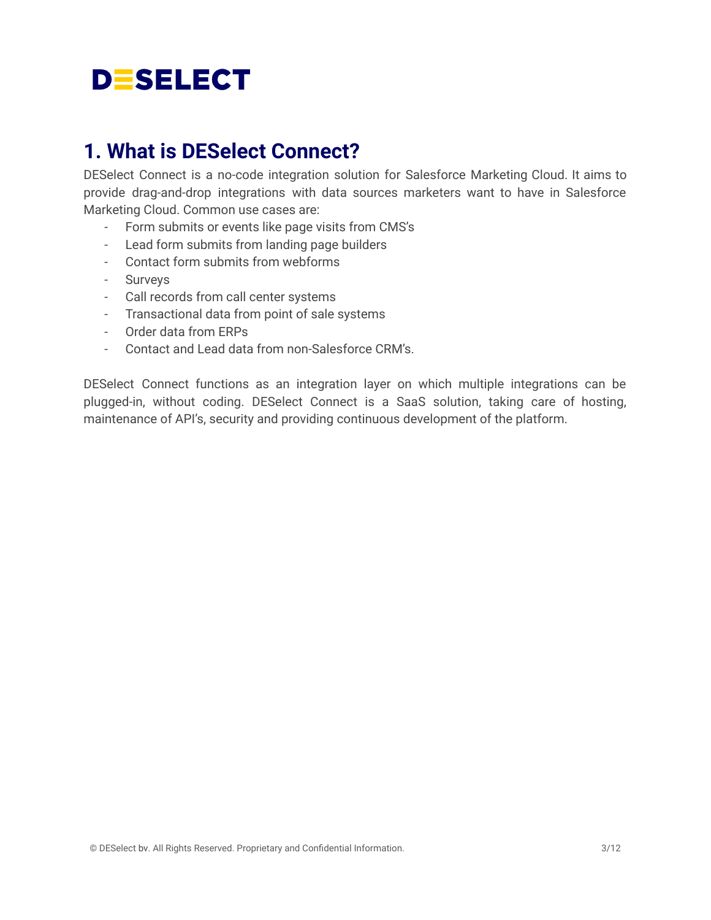DESELECT

# 1. What is DESelect Connect?

DESelect Connect is a no-code integration solution for Salesforce Marketing Cloud. It aims to provide drag-and-drop integrations with data sources marketers want to have in Salesforce Marketing Cloud. Common use cases are:

- Form submits or events like page visits from CMS's
- Lead form submits from landing page builders
- Contact form submits from webforms
- Surveys
- Call records from call center systems
- Transactional data from point of sale systems
- Order data from ERPs
- Contact and Lead data from non-Salesforce CRM's.

DESelect Connect functions as an integration layer on which multiple integrations can be plugged-in, without coding. DESelect Connect is a SaaS solution, taking care of hosting, maintenance of API's, security and providing continuous development of the platform.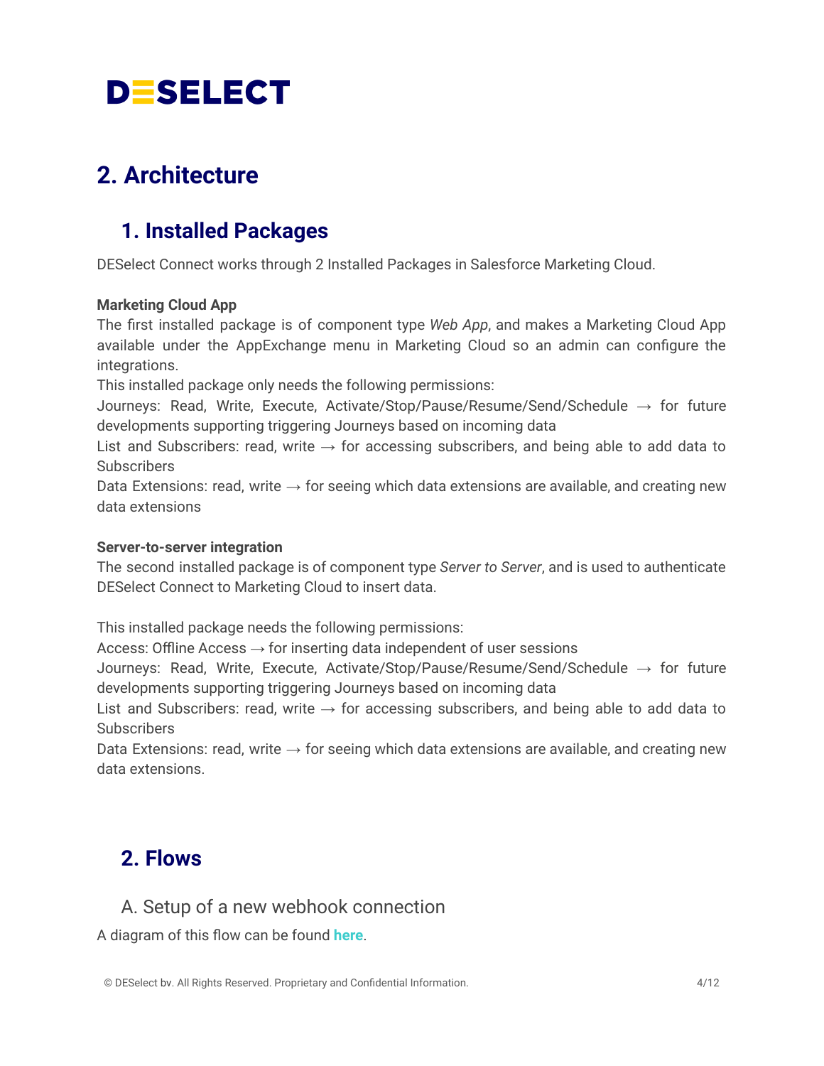# 2. Architecture

## 1. Installed Packages

DESelect Connect works through 2 Installed Packages in Salesforce Marketing Cloud.

**Marketing Cloud App**

The first installed package is of component type *Web App*, and makes a Marketing Cloud App available under the AppExchange menu in Marketing Cloud so an admin can configure the integrations.

This installed package only needs the following permissions:

Journeys: Read, Write, Execute, Activate/Stop/Pause/Resume/Send/Schedule → for future developments supporting triggering Journeys based on incoming data

List and Subscribers: read, write → for accessing subscribers, and being able to add data to Subscribers

Data Extensions: read, write → for seeing which data extensions are available, and creating new data extensions

**Server-to-server integration**

The second installed package is of component type *Server to Server*, and is used to authenticate DESelect Connect to Marketing Cloud to insert data.

This installed package needs the following permissions:

Access: Offline Access → for inserting data independent of user sessions

Journeys: Read, Write, Execute, Activate/Stop/Pause/Resume/Send/Schedule → for future developments supporting triggering Journeys based on incoming data

List and Subscribers: read, write → for accessing subscribers, and being able to add data to Subscribers

Data Extensions: read, write → for seeing which data extensions are available, and creating new data extensions.

## 2. Flows

### A. Setup of a new webhook connection

A diagram of this flow can be found **here**.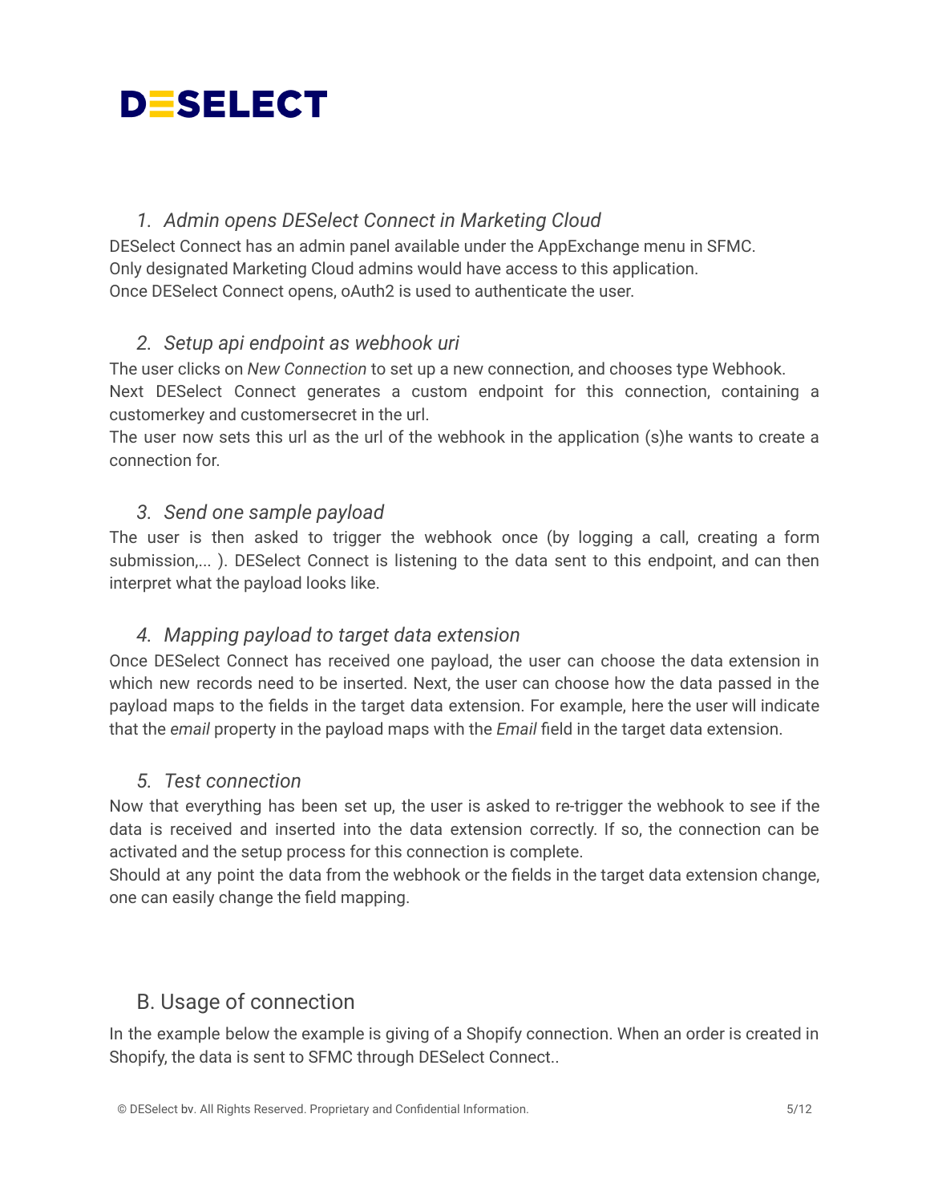1. *Admin opens DESelect Connect in Marketing Cloud*

DESelect Connect has an admin panel available under the AppExchange menu in SFMC. Only designated Marketing Cloud admins would have access to this application. Once DESelect Connect opens, oAuth2 is used to authenticate the user.

2. *Setup api endpoint as webhook uri*

The user clicks on *New Connection* to set up a new connection, and chooses type Webhook. Next DESelect Connect generates a custom endpoint for this connection, containing a customerkey and customersecret in the url.
The user now sets this url as the url of the webhook in the application (s)he wants to create a connection for.

3. *Send one sample payload*

The user is then asked to trigger the webhook once (by logging a call, creating a form submission,... ). DESelect Connect is listening to the data sent to this endpoint, and can then interpret what the payload looks like.

4. *Mapping payload to target data extension*

Once DESelect Connect has received one payload, the user can choose the data extension in which new records need to be inserted. Next, the user can choose how the data passed in the payload maps to the fields in the target data extension. For example, here the user will indicate that the *email* property in the payload maps with the *Email* field in the target data extension.

5. *Test connection*

Now that everything has been set up, the user is asked to re-trigger the webhook to see if the data is received and inserted into the data extension correctly. If so, the connection can be activated and the setup process for this connection is complete.
Should at any point the data from the webhook or the fields in the target data extension change, one can easily change the field mapping.

## B. Usage of connection

In the example below the example is giving of a Shopify connection. When an order is created in Shopify, the data is sent to SFMC through DESelect Connect..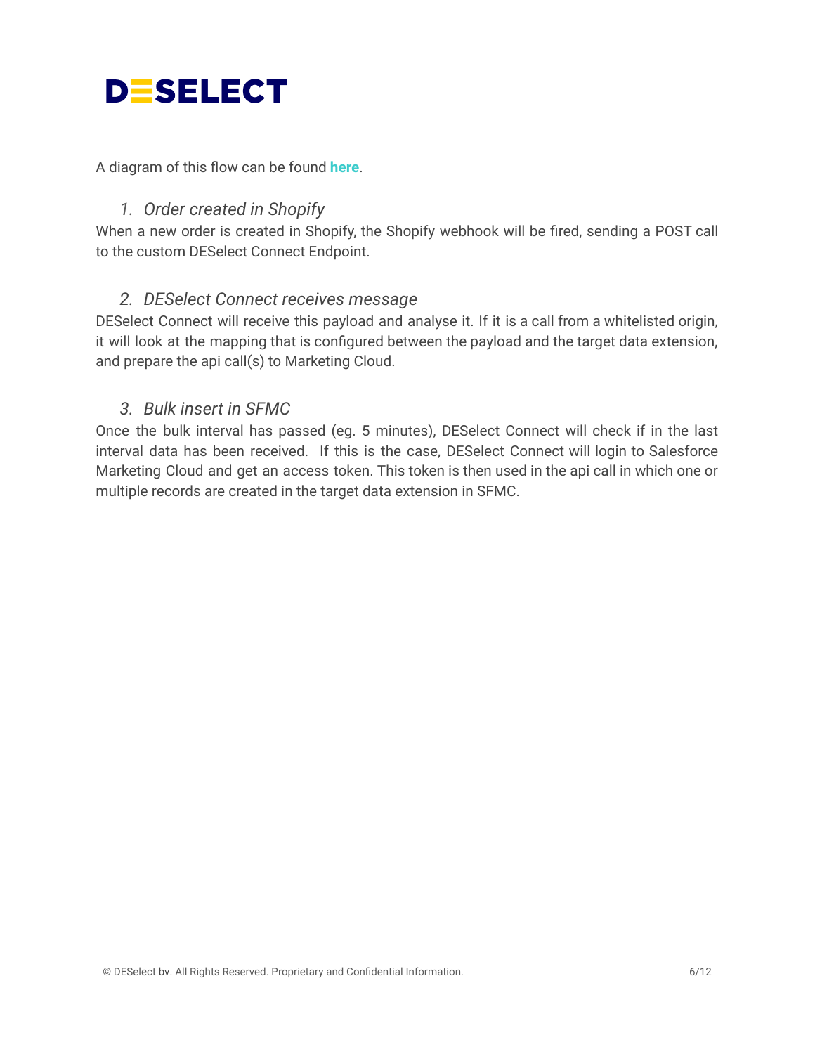A diagram of this flow can be found **here**.

### *1. Order created in Shopify*

When a new order is created in Shopify, the Shopify webhook will be fired, sending a POST call to the custom DESelect Connect Endpoint.

### *2. DESelect Connect receives message*

DESelect Connect will receive this payload and analyse it. If it is a call from a whitelisted origin, it will look at the mapping that is configured between the payload and the target data extension, and prepare the api call(s) to Marketing Cloud.

### *3. Bulk insert in SFMC*

Once the bulk interval has passed (eg. 5 minutes), DESelect Connect will check if in the last interval data has been received. If this is the case, DESelect Connect will login to Salesforce Marketing Cloud and get an access token. This token is then used in the api call in which one or multiple records are created in the target data extension in SFMC.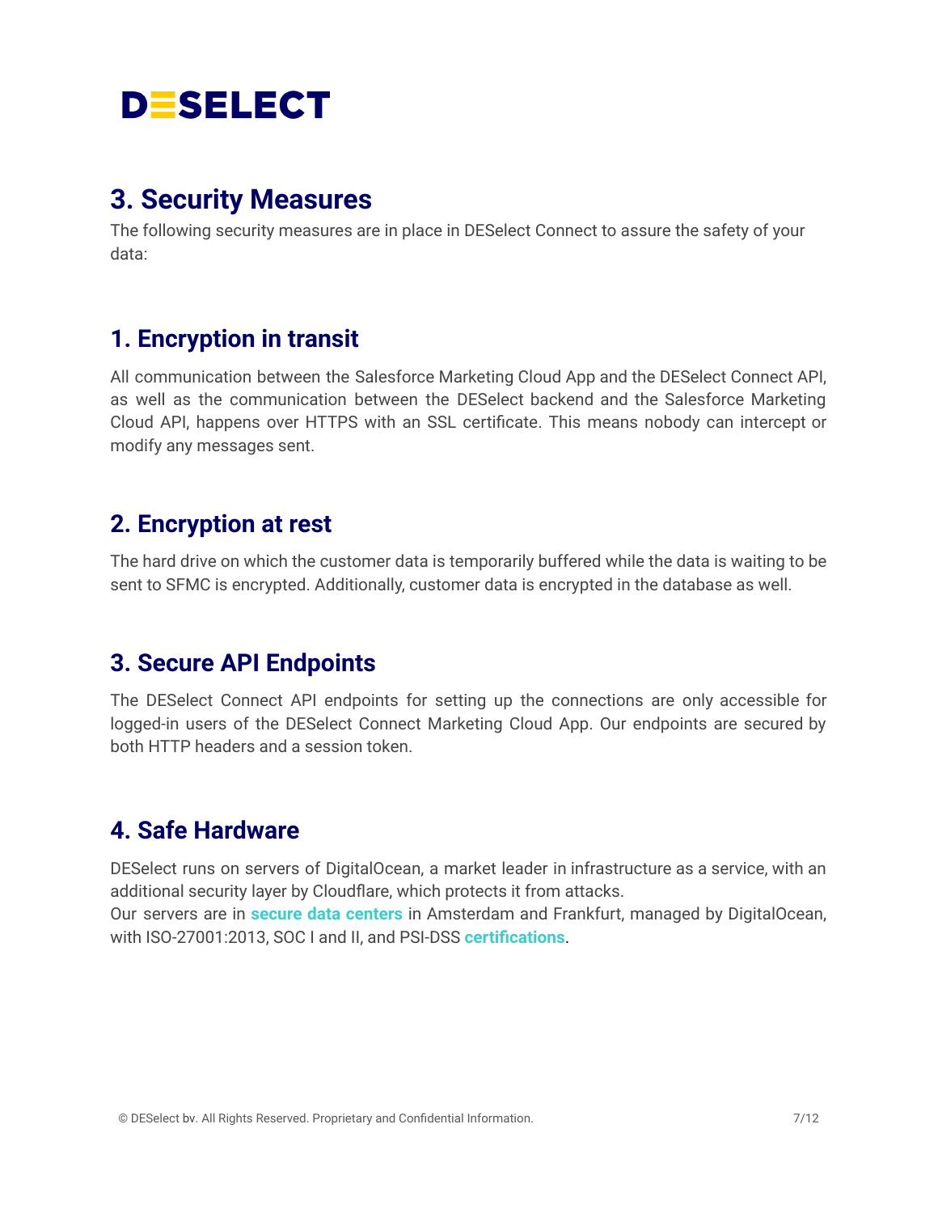## 3. Security Measures

The following security measures are in place in DESelect Connect to assure the safety of your data:

### 1. Encryption in transit

All communication between the Salesforce Marketing Cloud App and the DESelect Connect API, as well as the communication between the DESelect backend and the Salesforce Marketing Cloud API, happens over HTTPS with an SSL certificate. This means nobody can intercept or modify any messages sent.

### 2. Encryption at rest

The hard drive on which the customer data is temporarily buffered while the data is waiting to be sent to SFMC is encrypted. Additionally, customer data is encrypted in the database as well.

### 3. Secure API Endpoints

The DESelect Connect API endpoints for setting up the connections are only accessible for logged-in users of the DESelect Connect Marketing Cloud App. Our endpoints are secured by both HTTP headers and a session token.

### 4. Safe Hardware

DESelect runs on servers of DigitalOcean, a market leader in infrastructure as a service, with an additional security layer by Cloudflare, which protects it from attacks.
Our servers are in **secure data centers** in Amsterdam and Frankfurt, managed by DigitalOcean, with ISO-27001:2013, SOC I and II, and PSI-DSS **certifications**.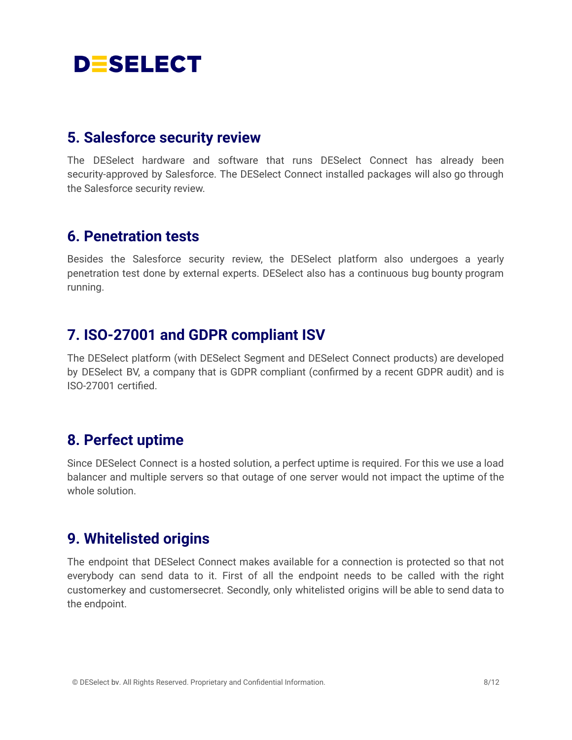## 5. Salesforce security review

The DESelect hardware and software that runs DESelect Connect has already been security-approved by Salesforce. The DESelect Connect installed packages will also go through the Salesforce security review.

## 6. Penetration tests

Besides the Salesforce security review, the DESelect platform also undergoes a yearly penetration test done by external experts. DESelect also has a continuous bug bounty program running.

## 7. ISO-27001 and GDPR compliant ISV

The DESelect platform (with DESelect Segment and DESelect Connect products) are developed by DESelect BV, a company that is GDPR compliant (confirmed by a recent GDPR audit) and is ISO-27001 certified.

## 8. Perfect uptime

Since DESelect Connect is a hosted solution, a perfect uptime is required. For this we use a load balancer and multiple servers so that outage of one server would not impact the uptime of the whole solution.

## 9. Whitelisted origins

The endpoint that DESelect Connect makes available for a connection is protected so that not everybody can send data to it. First of all the endpoint needs to be called with the right customerkey and customersecret. Secondly, only whitelisted origins will be able to send data to the endpoint.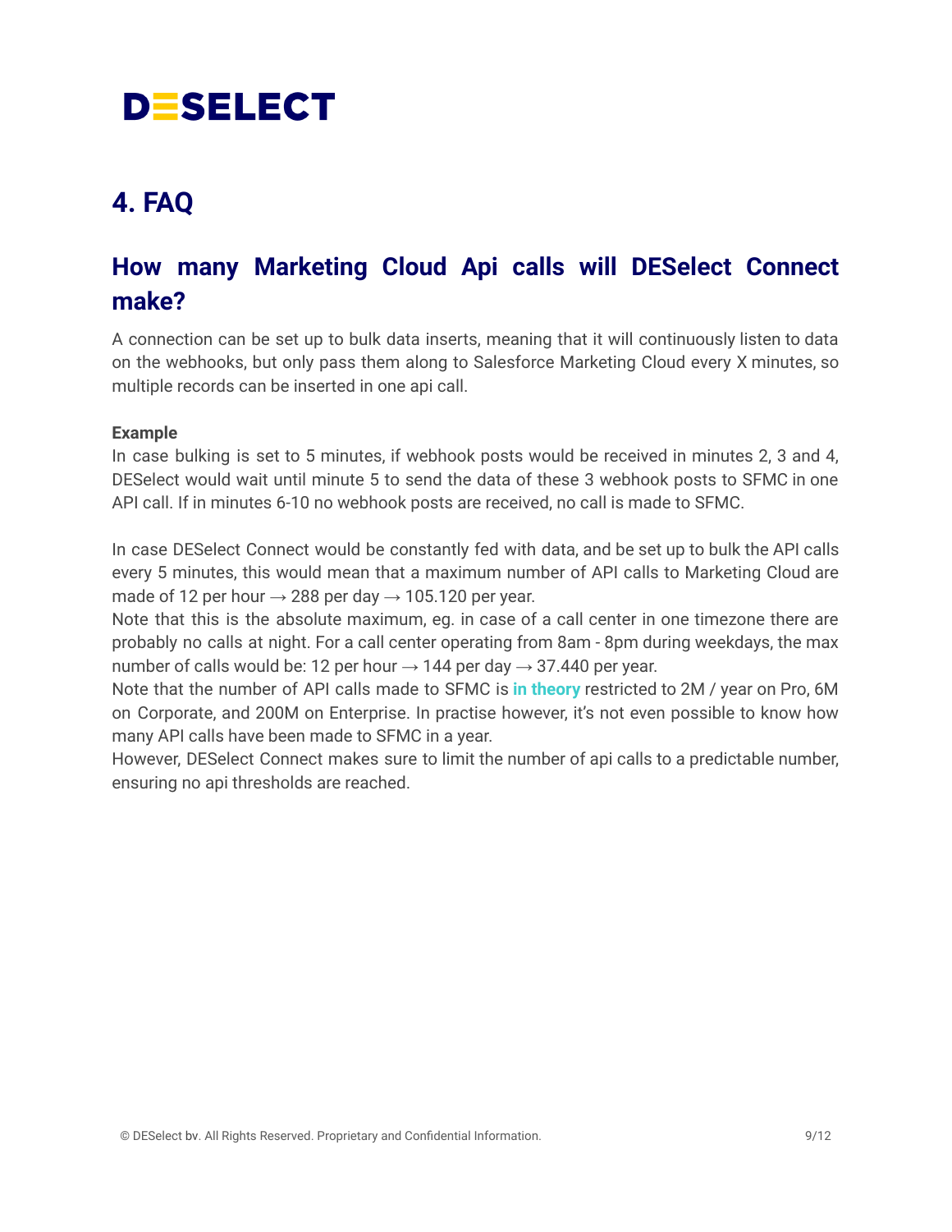# 4. FAQ

## How many Marketing Cloud Api calls will DESelect Connect make?

A connection can be set up to bulk data inserts, meaning that it will continuously listen to data on the webhooks, but only pass them along to Salesforce Marketing Cloud every X minutes, so multiple records can be inserted in one api call.

**Example**

In case bulking is set to 5 minutes, if webhook posts would be received in minutes 2, 3 and 4, DESelect would wait until minute 5 to send the data of these 3 webhook posts to SFMC in one API call. If in minutes 6-10 no webhook posts are received, no call is made to SFMC.

In case DESelect Connect would be constantly fed with data, and be set up to bulk the API calls every 5 minutes, this would mean that a maximum number of API calls to Marketing Cloud are made of 12 per hour → 288 per day → 105.120 per year.

Note that this is the absolute maximum, eg. in case of a call center in one timezone there are probably no calls at night. For a call center operating from 8am - 8pm during weekdays, the max number of calls would be: 12 per hour → 144 per day → 37.440 per year.

Note that the number of API calls made to SFMC is **in theory** restricted to 2M / year on Pro, 6M on Corporate, and 200M on Enterprise. In practise however, it's not even possible to know how many API calls have been made to SFMC in a year.

However, DESelect Connect makes sure to limit the number of api calls to a predictable number, ensuring no api thresholds are reached.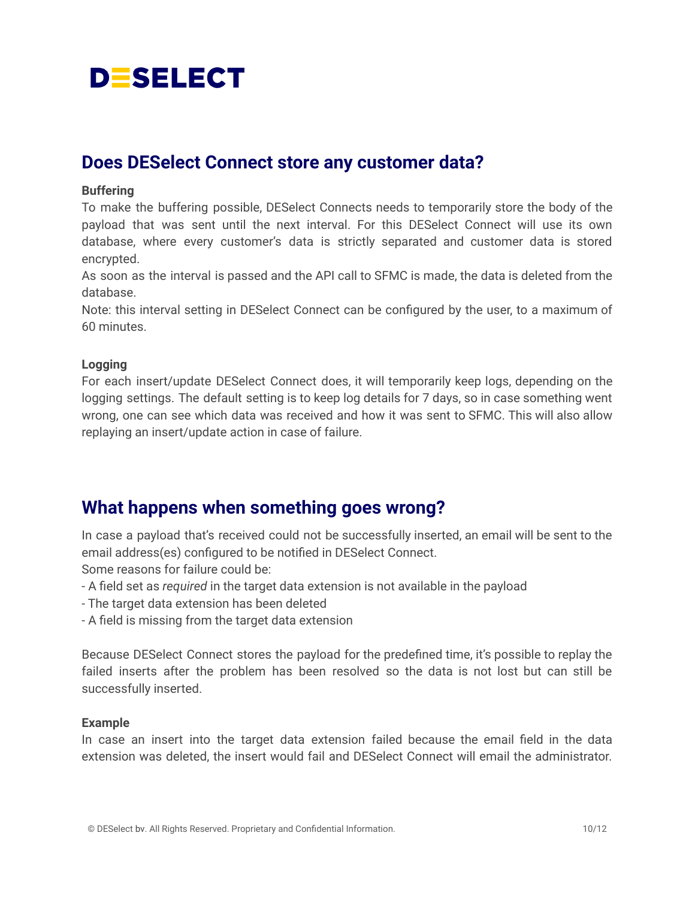## Does DESelect Connect store any customer data?

**Buffering**

To make the buffering possible, DESelect Connects needs to temporarily store the body of the payload that was sent until the next interval. For this DESelect Connect will use its own database, where every customer's data is strictly separated and customer data is stored encrypted.

As soon as the interval is passed and the API call to SFMC is made, the data is deleted from the database.

Note: this interval setting in DESelect Connect can be configured by the user, to a maximum of 60 minutes.

**Logging**

For each insert/update DESelect Connect does, it will temporarily keep logs, depending on the logging settings. The default setting is to keep log details for 7 days, so in case something went wrong, one can see which data was received and how it was sent to SFMC. This will also allow replaying an insert/update action in case of failure.

## What happens when something goes wrong?

In case a payload that's received could not be successfully inserted, an email will be sent to the email address(es) configured to be notified in DESelect Connect.

Some reasons for failure could be:

- A field set as *required* in the target data extension is not available in the payload
- The target data extension has been deleted
- A field is missing from the target data extension

Because DESelect Connect stores the payload for the predefined time, it's possible to replay the failed inserts after the problem has been resolved so the data is not lost but can still be successfully inserted.

**Example**

In case an insert into the target data extension failed because the email field in the data extension was deleted, the insert would fail and DESelect Connect will email the administrator.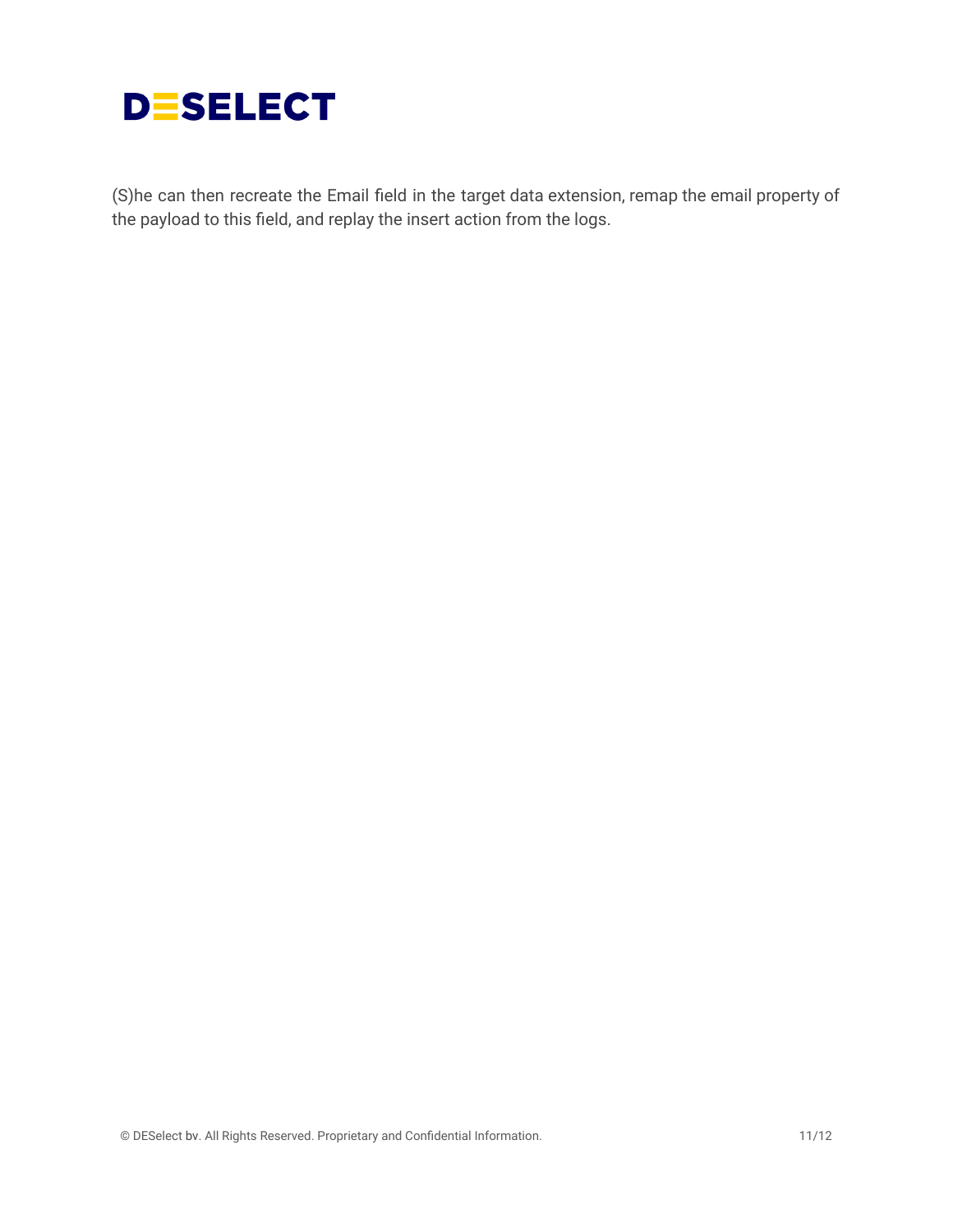(S)he can then recreate the Email field in the target data extension, remap the email property of the payload to this field, and replay the insert action from the logs.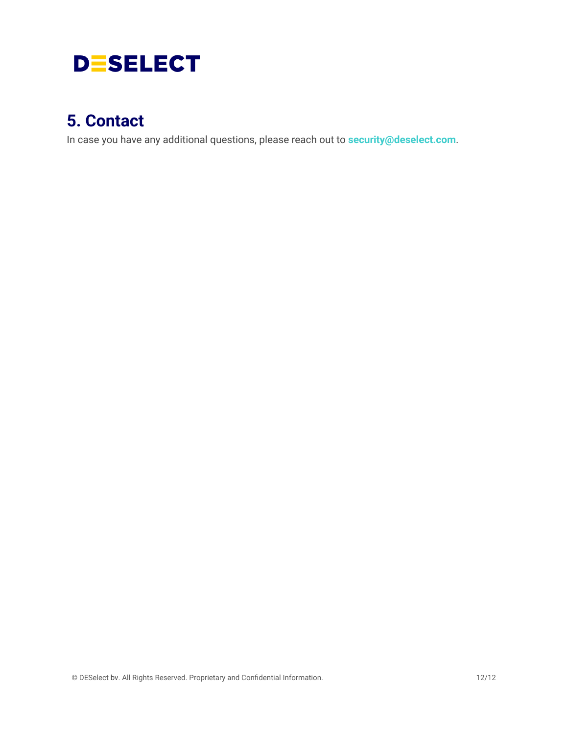## 5. Contact

In case you have any additional questions, please reach out to **security@deselect.com**.